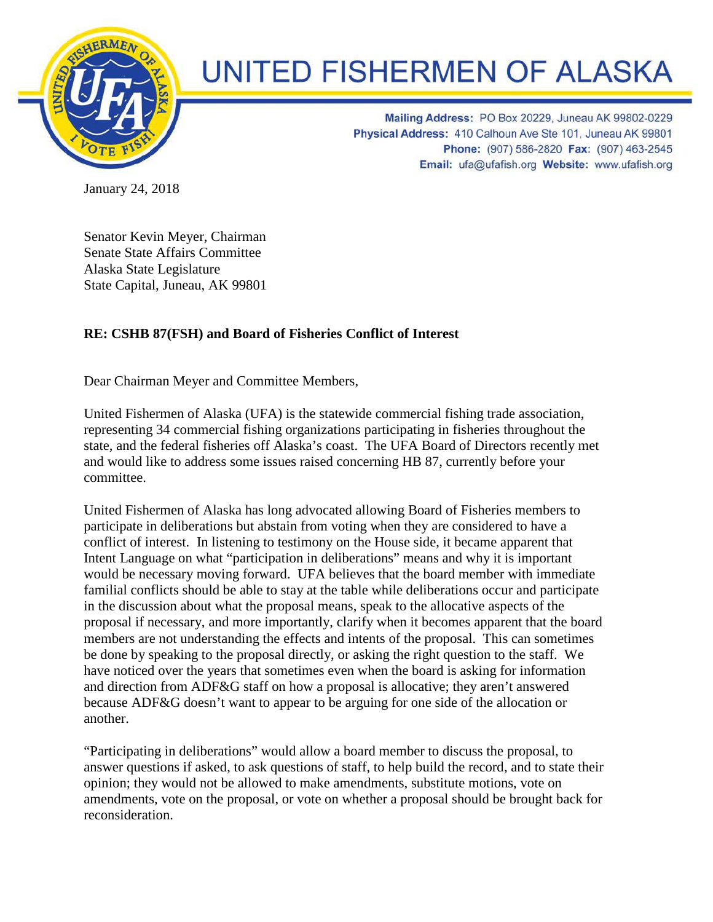# UNITED FISHERMEN OF ALASKA

**Mailing Address:** PO Box 20229, Juneau AK 99802-0229
**Physical Address:** 410 Calhoun Ave Ste 101, Juneau AK 99801
**Phone:** (907) 586-2820 **Fax:** (907) 463-2545
**Email:** ufa@ufafish.org **Website:** www.ufafish.org

January 24, 2018

Senator Kevin Meyer, Chairman
Senate State Affairs Committee
Alaska State Legislature
State Capital, Juneau, AK 99801

**RE: CSHB 87(FSH) and Board of Fisheries Conflict of Interest**

Dear Chairman Meyer and Committee Members,

United Fishermen of Alaska (UFA) is the statewide commercial fishing trade association, representing 34 commercial fishing organizations participating in fisheries throughout the state, and the federal fisheries off Alaska's coast. The UFA Board of Directors recently met and would like to address some issues raised concerning HB 87, currently before your committee.

United Fishermen of Alaska has long advocated allowing Board of Fisheries members to participate in deliberations but abstain from voting when they are considered to have a conflict of interest. In listening to testimony on the House side, it became apparent that Intent Language on what "participation in deliberations" means and why it is important would be necessary moving forward. UFA believes that the board member with immediate familial conflicts should be able to stay at the table while deliberations occur and participate in the discussion about what the proposal means, speak to the allocative aspects of the proposal if necessary, and more importantly, clarify when it becomes apparent that the board members are not understanding the effects and intents of the proposal. This can sometimes be done by speaking to the proposal directly, or asking the right question to the staff. We have noticed over the years that sometimes even when the board is asking for information and direction from ADF&G staff on how a proposal is allocative; they aren't answered because ADF&G doesn't want to appear to be arguing for one side of the allocation or another.

"Participating in deliberations" would allow a board member to discuss the proposal, to answer questions if asked, to ask questions of staff, to help build the record, and to state their opinion; they would not be allowed to make amendments, substitute motions, vote on amendments, vote on the proposal, or vote on whether a proposal should be brought back for reconsideration.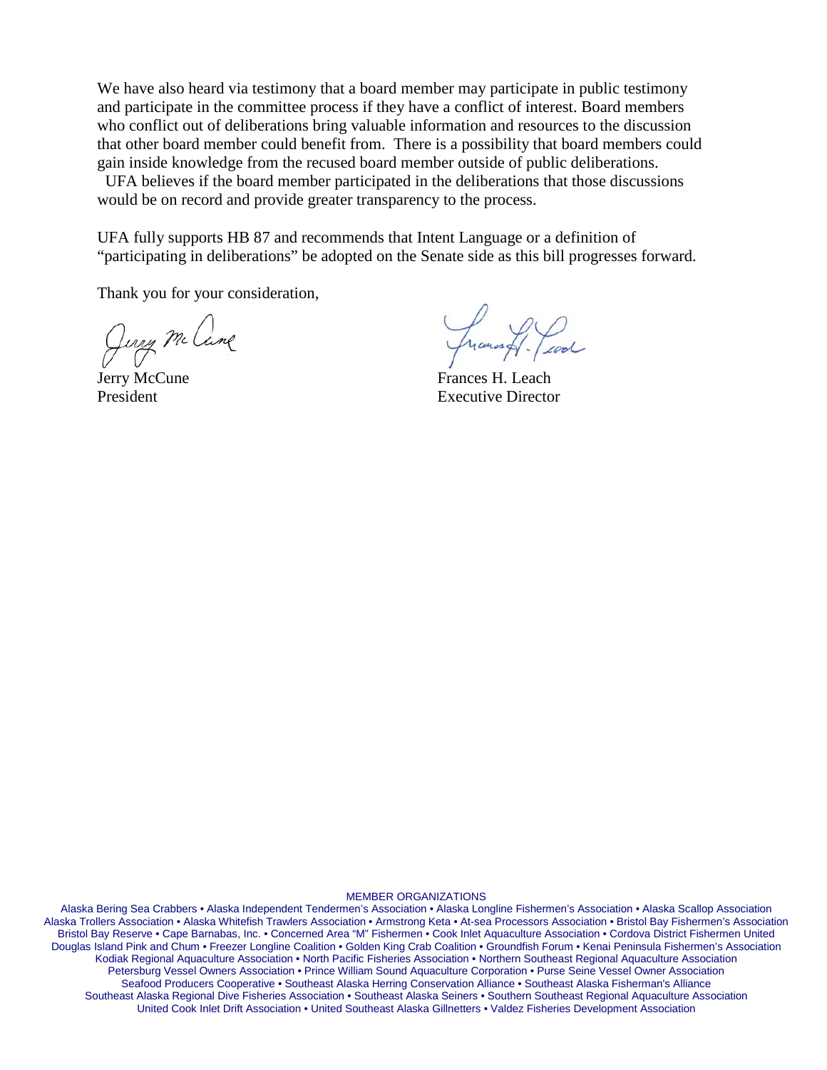We have also heard via testimony that a board member may participate in public testimony and participate in the committee process if they have a conflict of interest. Board members who conflict out of deliberations bring valuable information and resources to the discussion that other board member could benefit from. There is a possibility that board members could gain inside knowledge from the recused board member outside of public deliberations. UFA believes if the board member participated in the deliberations that those discussions would be on record and provide greater transparency to the process.

UFA fully supports HB 87 and recommends that Intent Language or a definition of "participating in deliberations" be adopted on the Senate side as this bill progresses forward.

Thank you for your consideration,

Jerry McCune
President

Frances H. Leach
Executive Director

MEMBER ORGANIZATIONS

Alaska Bering Sea Crabbers • Alaska Independent Tendermen's Association • Alaska Longline Fishermen's Association • Alaska Scallop Association
Alaska Trollers Association • Alaska Whitefish Trawlers Association • Armstrong Keta • At-sea Processors Association • Bristol Bay Fishermen's Association
Bristol Bay Reserve • Cape Barnabas, Inc. • Concerned Area "M" Fishermen • Cook Inlet Aquaculture Association • Cordova District Fishermen United
Douglas Island Pink and Chum • Freezer Longline Coalition • Golden King Crab Coalition • Groundfish Forum • Kenai Peninsula Fishermen's Association
Kodiak Regional Aquaculture Association • North Pacific Fisheries Association • Northern Southeast Regional Aquaculture Association
Petersburg Vessel Owners Association • Prince William Sound Aquaculture Corporation • Purse Seine Vessel Owner Association
Seafood Producers Cooperative • Southeast Alaska Herring Conservation Alliance • Southeast Alaska Fisherman's Alliance
Southeast Alaska Regional Dive Fisheries Association • Southeast Alaska Seiners • Southern Southeast Regional Aquaculture Association
United Cook Inlet Drift Association • United Southeast Alaska Gillnetters • Valdez Fisheries Development Association